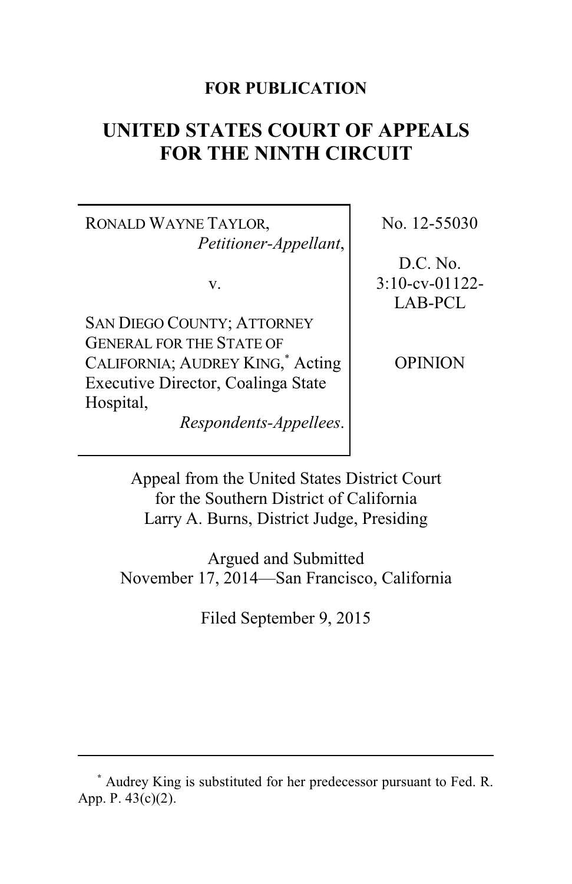**FOR PUBLICATION**

# UNITED STATES COURT OF APPEALS FOR THE NINTH CIRCUIT

| | |
|---|---|
| RONALD WAYNE TAYLOR, *Petitioner-Appellant*,<br><br>v.<br><br>SAN DIEGO COUNTY; ATTORNEY GENERAL FOR THE STATE OF CALIFORNIA; AUDREY KING,* Acting Executive Director, Coalinga State Hospital, *Respondents-Appellees*. | No. 12-55030<br><br>D.C. No. 3:10-cv-01122-LAB-PCL<br><br>OPINION |

Appeal from the United States District Court for the Southern District of California
Larry A. Burns, District Judge, Presiding

Argued and Submitted
November 17, 2014—San Francisco, California

Filed September 9, 2015

---

* Audrey King is substituted for her predecessor pursuant to Fed. R. App. P. 43(c)(2).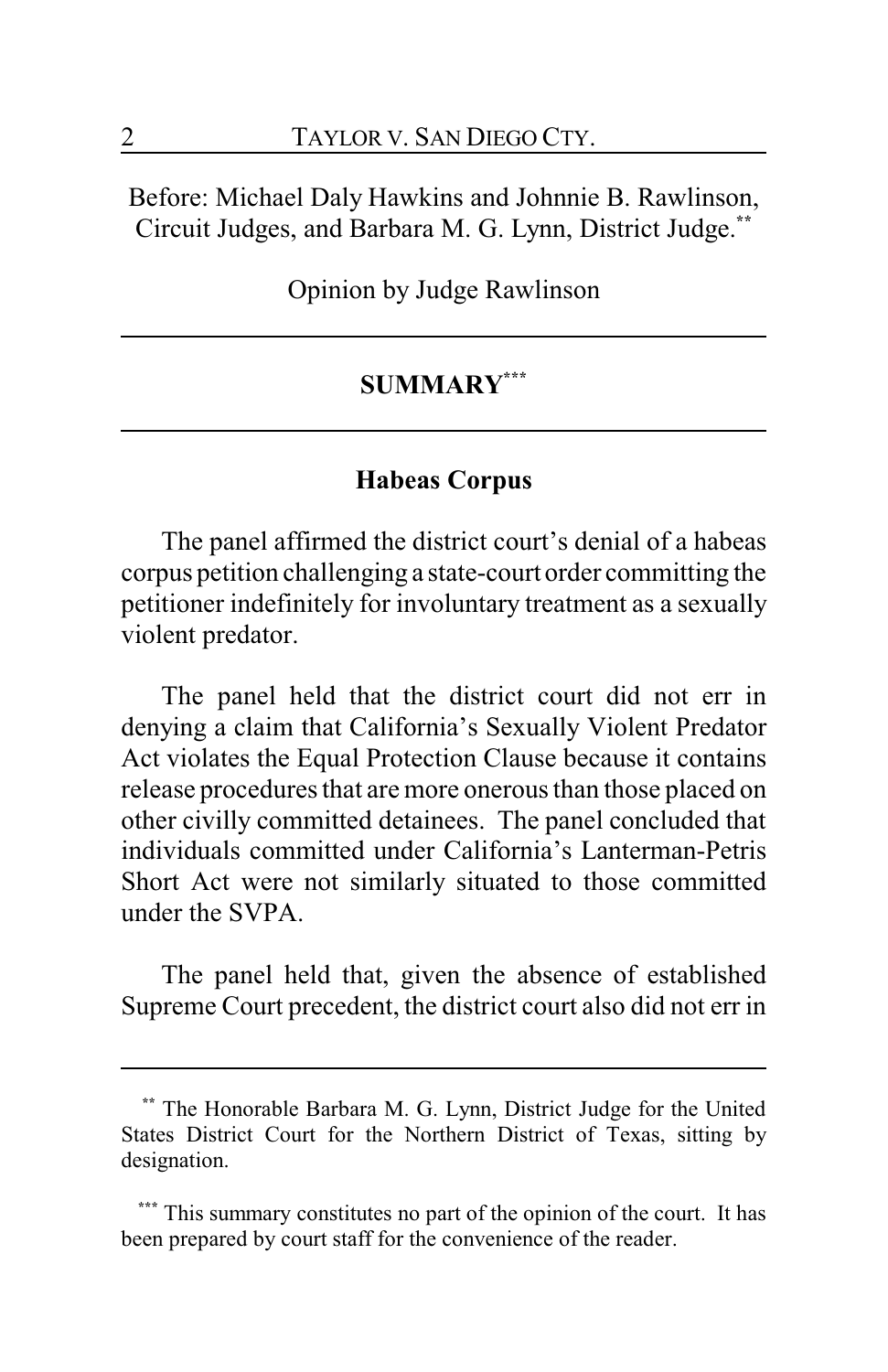Before: Michael Daly Hawkins and Johnnie B. Rawlinson, Circuit Judges, and Barbara M. G. Lynn, District Judge.[**]

Opinion by Judge Rawlinson

## SUMMARY[***]

### Habeas Corpus

The panel affirmed the district court's denial of a habeas corpus petition challenging a state-court order committing the petitioner indefinitely for involuntary treatment as a sexually violent predator.

The panel held that the district court did not err in denying a claim that California's Sexually Violent Predator Act violates the Equal Protection Clause because it contains release procedures that are more onerous than those placed on other civilly committed detainees. The panel concluded that individuals committed under California's Lanterman-Petris Short Act were not similarly situated to those committed under the SVPA.

The panel held that, given the absence of established Supreme Court precedent, the district court also did not err in

---

[**] The Honorable Barbara M. G. Lynn, District Judge for the United States District Court for the Northern District of Texas, sitting by designation.

[***] This summary constitutes no part of the opinion of the court. It has been prepared by court staff for the convenience of the reader.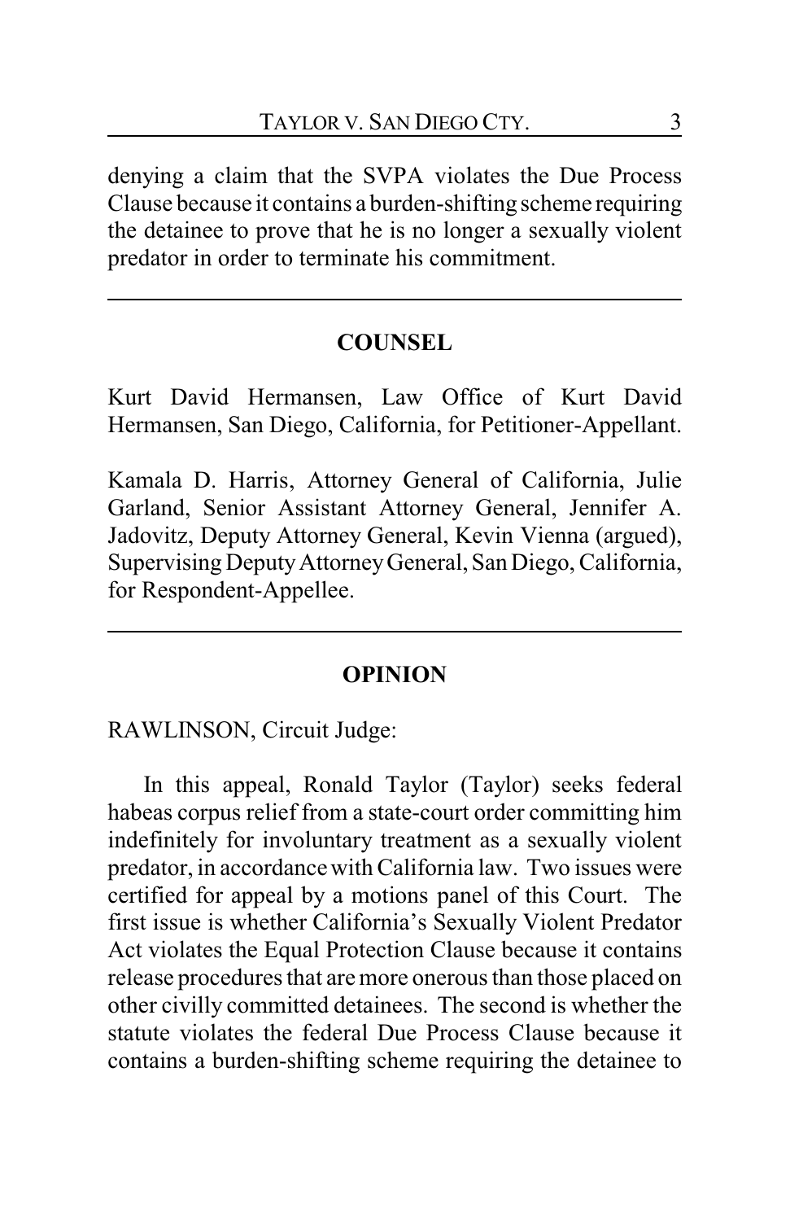denying a claim that the SVPA violates the Due Process Clause because it contains a burden-shifting scheme requiring the detainee to prove that he is no longer a sexually violent predator in order to terminate his commitment.

---

## COUNSEL

Kurt David Hermansen, Law Office of Kurt David Hermansen, San Diego, California, for Petitioner-Appellant.

Kamala D. Harris, Attorney General of California, Julie Garland, Senior Assistant Attorney General, Jennifer A. Jadovitz, Deputy Attorney General, Kevin Vienna (argued), Supervising Deputy Attorney General, San Diego, California, for Respondent-Appellee.

---

## OPINION

RAWLINSON, Circuit Judge:

In this appeal, Ronald Taylor (Taylor) seeks federal habeas corpus relief from a state-court order committing him indefinitely for involuntary treatment as a sexually violent predator, in accordance with California law. Two issues were certified for appeal by a motions panel of this Court. The first issue is whether California's Sexually Violent Predator Act violates the Equal Protection Clause because it contains release procedures that are more onerous than those placed on other civilly committed detainees. The second is whether the statute violates the federal Due Process Clause because it contains a burden-shifting scheme requiring the detainee to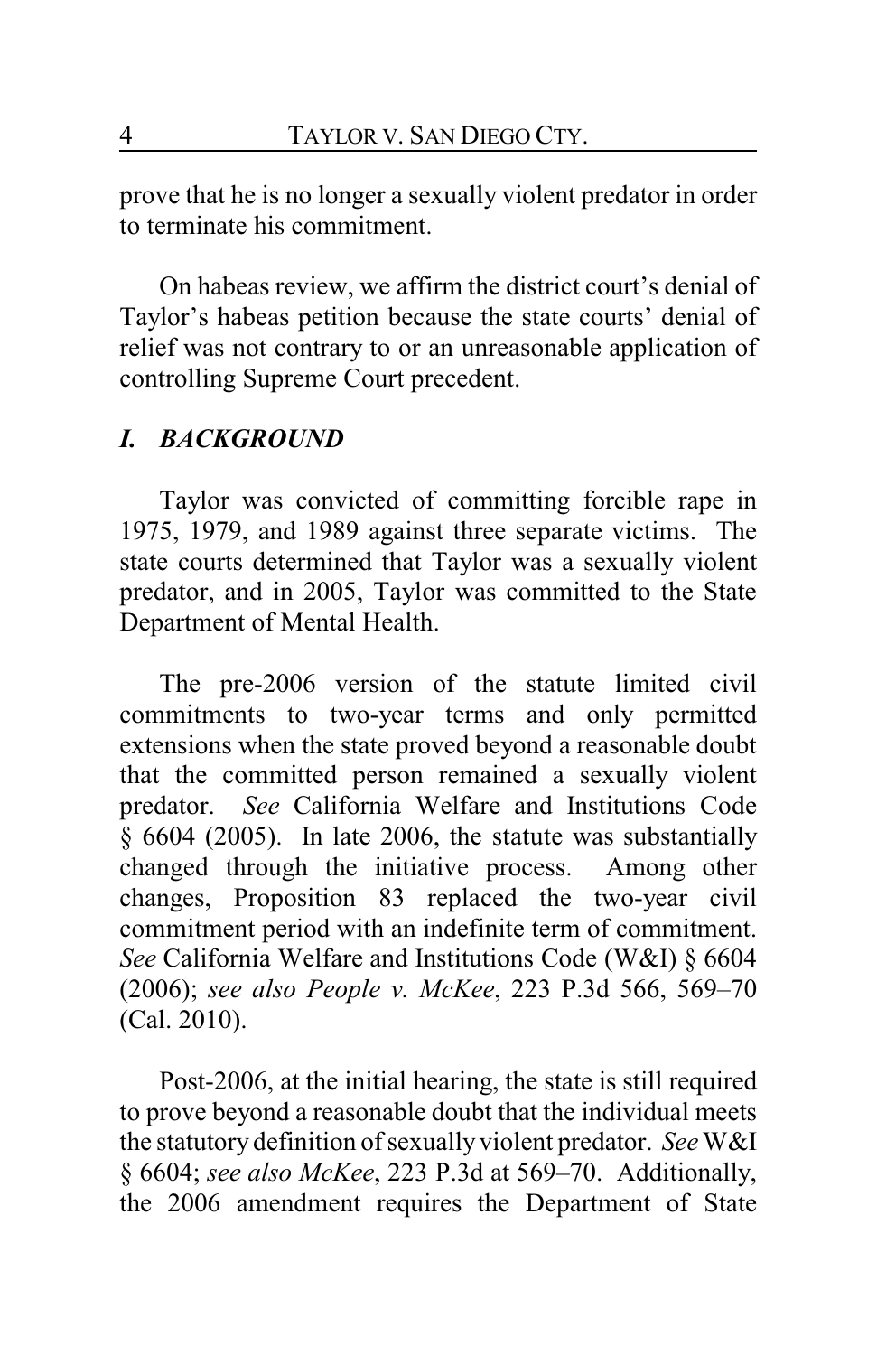prove that he is no longer a sexually violent predator in order to terminate his commitment.

On habeas review, we affirm the district court's denial of Taylor's habeas petition because the state courts' denial of relief was not contrary to or an unreasonable application of controlling Supreme Court precedent.

## *I. BACKGROUND*

Taylor was convicted of committing forcible rape in 1975, 1979, and 1989 against three separate victims. The state courts determined that Taylor was a sexually violent predator, and in 2005, Taylor was committed to the State Department of Mental Health.

The pre-2006 version of the statute limited civil commitments to two-year terms and only permitted extensions when the state proved beyond a reasonable doubt that the committed person remained a sexually violent predator. *See* California Welfare and Institutions Code § 6604 (2005). In late 2006, the statute was substantially changed through the initiative process. Among other changes, Proposition 83 replaced the two-year civil commitment period with an indefinite term of commitment. *See* California Welfare and Institutions Code (W&I) § 6604 (2006); *see also People v. McKee*, 223 P.3d 566, 569–70 (Cal. 2010).

Post-2006, at the initial hearing, the state is still required to prove beyond a reasonable doubt that the individual meets the statutory definition of sexually violent predator. *See* W&I § 6604; *see also McKee*, 223 P.3d at 569–70. Additionally, the 2006 amendment requires the Department of State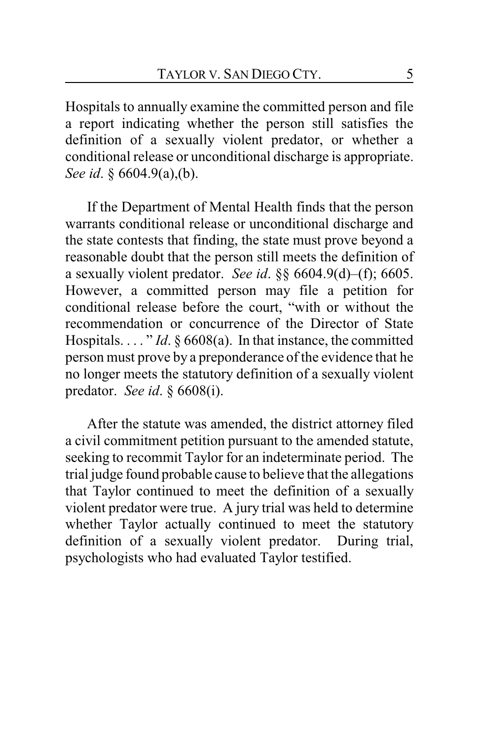Hospitals to annually examine the committed person and file a report indicating whether the person still satisfies the definition of a sexually violent predator, or whether a conditional release or unconditional discharge is appropriate. *See id*. § 6604.9(a),(b).

If the Department of Mental Health finds that the person warrants conditional release or unconditional discharge and the state contests that finding, the state must prove beyond a reasonable doubt that the person still meets the definition of a sexually violent predator. *See id*. §§ 6604.9(d)–(f); 6605. However, a committed person may file a petition for conditional release before the court, "with or without the recommendation or concurrence of the Director of State Hospitals. . . . " *Id*. § 6608(a). In that instance, the committed person must prove by a preponderance of the evidence that he no longer meets the statutory definition of a sexually violent predator. *See id*. § 6608(i).

After the statute was amended, the district attorney filed a civil commitment petition pursuant to the amended statute, seeking to recommit Taylor for an indeterminate period. The trial judge found probable cause to believe that the allegations that Taylor continued to meet the definition of a sexually violent predator were true. A jury trial was held to determine whether Taylor actually continued to meet the statutory definition of a sexually violent predator. During trial, psychologists who had evaluated Taylor testified.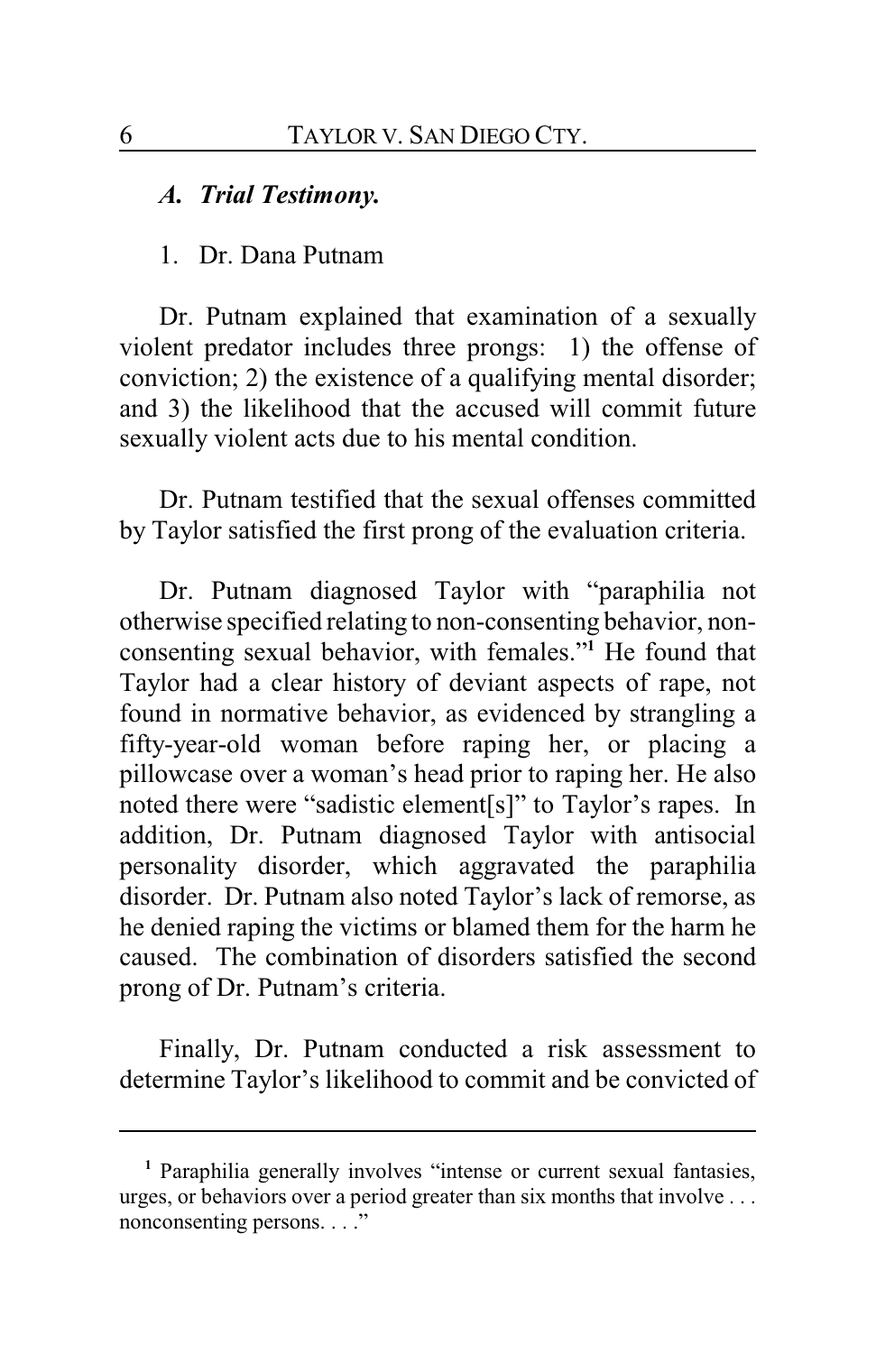### *A. Trial Testimony.*

1. Dr. Dana Putnam

Dr. Putnam explained that examination of a sexually violent predator includes three prongs: 1) the offense of conviction; 2) the existence of a qualifying mental disorder; and 3) the likelihood that the accused will commit future sexually violent acts due to his mental condition.

Dr. Putnam testified that the sexual offenses committed by Taylor satisfied the first prong of the evaluation criteria.

Dr. Putnam diagnosed Taylor with "paraphilia not otherwise specified relating to non-consenting behavior, non-consenting sexual behavior, with females."[1] He found that Taylor had a clear history of deviant aspects of rape, not found in normative behavior, as evidenced by strangling a fifty-year-old woman before raping her, or placing a pillowcase over a woman's head prior to raping her. He also noted there were "sadistic element[s]" to Taylor's rapes. In addition, Dr. Putnam diagnosed Taylor with antisocial personality disorder, which aggravated the paraphilia disorder. Dr. Putnam also noted Taylor's lack of remorse, as he denied raping the victims or blamed them for the harm he caused. The combination of disorders satisfied the second prong of Dr. Putnam's criteria.

Finally, Dr. Putnam conducted a risk assessment to determine Taylor's likelihood to commit and be convicted of

---

[1] Paraphilia generally involves "intense or current sexual fantasies, urges, or behaviors over a period greater than six months that involve . . . nonconsenting persons. . . ."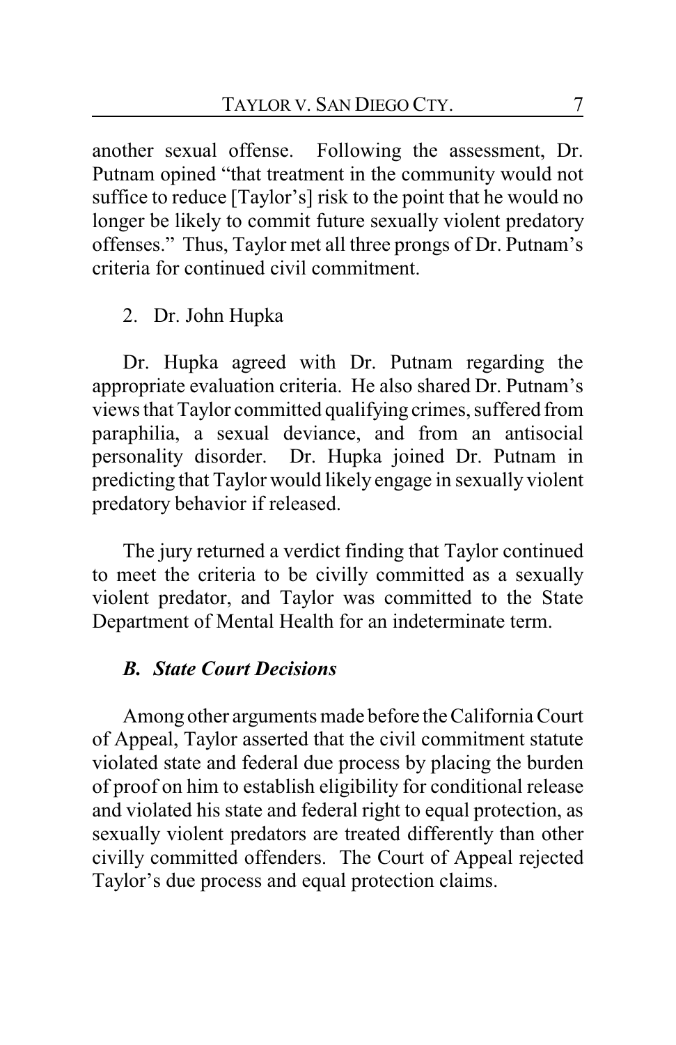another sexual offense. Following the assessment, Dr. Putnam opined "that treatment in the community would not suffice to reduce [Taylor's] risk to the point that he would no longer be likely to commit future sexually violent predatory offenses." Thus, Taylor met all three prongs of Dr. Putnam's criteria for continued civil commitment.

2. Dr. John Hupka

Dr. Hupka agreed with Dr. Putnam regarding the appropriate evaluation criteria. He also shared Dr. Putnam's views that Taylor committed qualifying crimes, suffered from paraphilia, a sexual deviance, and from an antisocial personality disorder. Dr. Hupka joined Dr. Putnam in predicting that Taylor would likely engage in sexually violent predatory behavior if released.

The jury returned a verdict finding that Taylor continued to meet the criteria to be civilly committed as a sexually violent predator, and Taylor was committed to the State Department of Mental Health for an indeterminate term.

### *B. State Court Decisions*

Among other arguments made before the California Court of Appeal, Taylor asserted that the civil commitment statute violated state and federal due process by placing the burden of proof on him to establish eligibility for conditional release and violated his state and federal right to equal protection, as sexually violent predators are treated differently than other civilly committed offenders. The Court of Appeal rejected Taylor's due process and equal protection claims.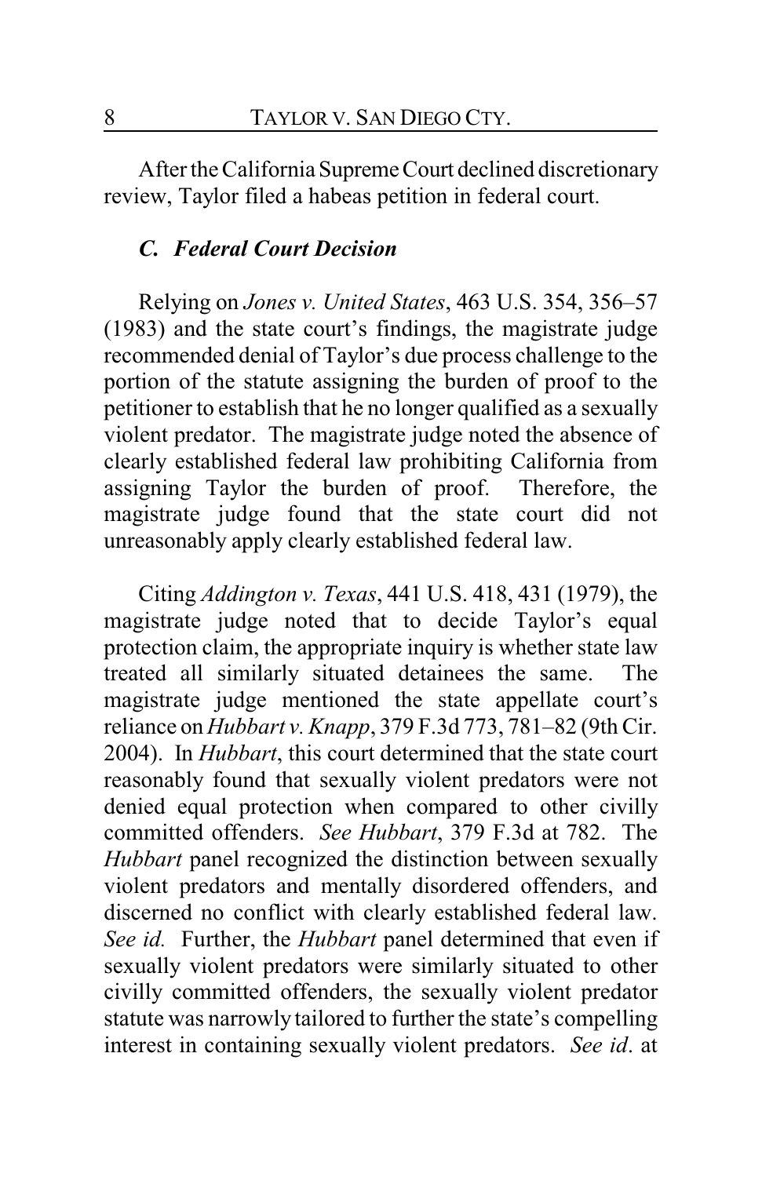After the California Supreme Court declined discretionary review, Taylor filed a habeas petition in federal court.

### *C. Federal Court Decision*

Relying on *Jones v. United States*, 463 U.S. 354, 356–57 (1983) and the state court's findings, the magistrate judge recommended denial of Taylor's due process challenge to the portion of the statute assigning the burden of proof to the petitioner to establish that he no longer qualified as a sexually violent predator. The magistrate judge noted the absence of clearly established federal law prohibiting California from assigning Taylor the burden of proof. Therefore, the magistrate judge found that the state court did not unreasonably apply clearly established federal law.

Citing *Addington v. Texas*, 441 U.S. 418, 431 (1979), the magistrate judge noted that to decide Taylor's equal protection claim, the appropriate inquiry is whether state law treated all similarly situated detainees the same. The magistrate judge mentioned the state appellate court's reliance on *Hubbart v. Knapp*, 379 F.3d 773, 781–82 (9th Cir. 2004). In *Hubbart*, this court determined that the state court reasonably found that sexually violent predators were not denied equal protection when compared to other civilly committed offenders. *See Hubbart*, 379 F.3d at 782. The *Hubbart* panel recognized the distinction between sexually violent predators and mentally disordered offenders, and discerned no conflict with clearly established federal law. *See id.* Further, the *Hubbart* panel determined that even if sexually violent predators were similarly situated to other civilly committed offenders, the sexually violent predator statute was narrowly tailored to further the state's compelling interest in containing sexually violent predators. *See id*. at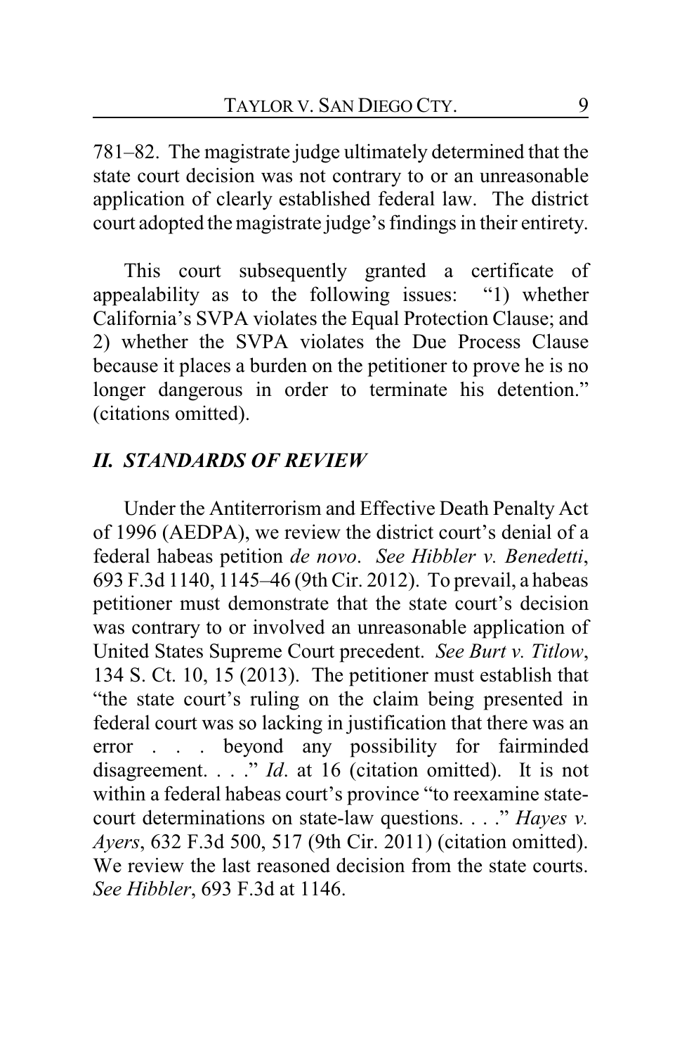781–82. The magistrate judge ultimately determined that the state court decision was not contrary to or an unreasonable application of clearly established federal law. The district court adopted the magistrate judge's findings in their entirety.

This court subsequently granted a certificate of appealability as to the following issues: "1) whether California's SVPA violates the Equal Protection Clause; and 2) whether the SVPA violates the Due Process Clause because it places a burden on the petitioner to prove he is no longer dangerous in order to terminate his detention." (citations omitted).

## *II. STANDARDS OF REVIEW*

Under the Antiterrorism and Effective Death Penalty Act of 1996 (AEDPA), we review the district court's denial of a federal habeas petition *de novo*. *See Hibbler v. Benedetti*, 693 F.3d 1140, 1145–46 (9th Cir. 2012). To prevail, a habeas petitioner must demonstrate that the state court's decision was contrary to or involved an unreasonable application of United States Supreme Court precedent. *See Burt v. Titlow*, 134 S. Ct. 10, 15 (2013). The petitioner must establish that "the state court's ruling on the claim being presented in federal court was so lacking in justification that there was an error . . . beyond any possibility for fairminded disagreement. . . ." *Id*. at 16 (citation omitted). It is not within a federal habeas court's province "to reexamine state-court determinations on state-law questions. . . ." *Hayes v. Ayers*, 632 F.3d 500, 517 (9th Cir. 2011) (citation omitted). We review the last reasoned decision from the state courts. *See Hibbler*, 693 F.3d at 1146.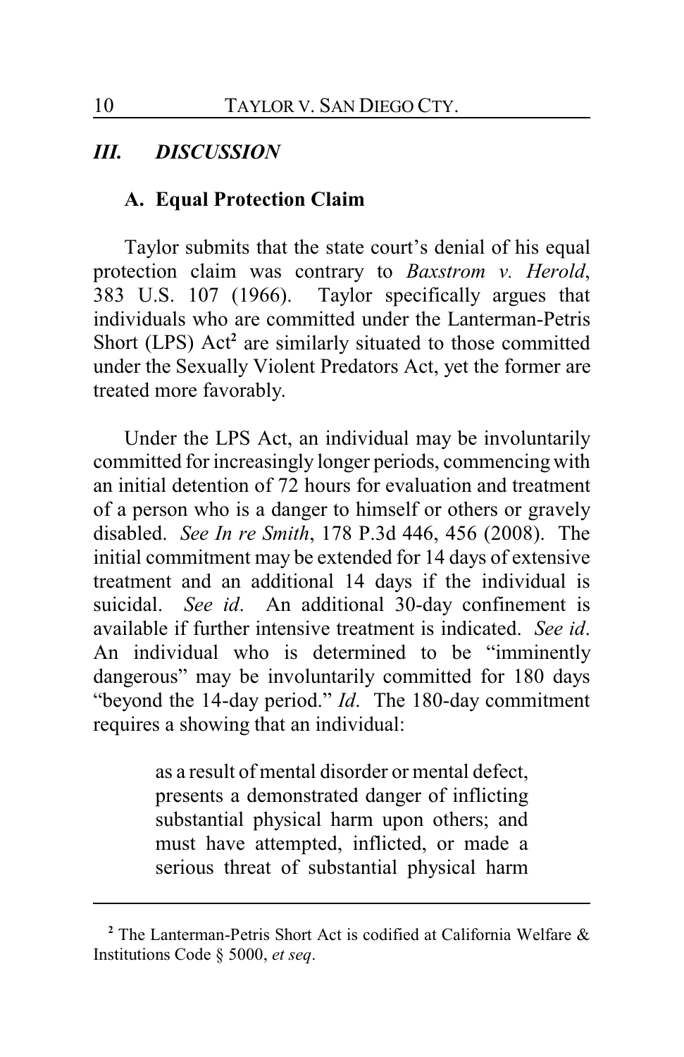## *III. DISCUSSION*

### A. Equal Protection Claim

Taylor submits that the state court's denial of his equal protection claim was contrary to *Baxstrom v. Herold*, 383 U.S. 107 (1966). Taylor specifically argues that individuals who are committed under the Lanterman-Petris Short (LPS) Act[2] are similarly situated to those committed under the Sexually Violent Predators Act, yet the former are treated more favorably.

Under the LPS Act, an individual may be involuntarily committed for increasingly longer periods, commencing with an initial detention of 72 hours for evaluation and treatment of a person who is a danger to himself or others or gravely disabled. *See In re Smith*, 178 P.3d 446, 456 (2008). The initial commitment may be extended for 14 days of extensive treatment and an additional 14 days if the individual is suicidal. *See id*. An additional 30-day confinement is available if further intensive treatment is indicated. *See id*. An individual who is determined to be "imminently dangerous" may be involuntarily committed for 180 days "beyond the 14-day period." *Id*. The 180-day commitment requires a showing that an individual:

> as a result of mental disorder or mental defect, presents a demonstrated danger of inflicting substantial physical harm upon others; and must have attempted, inflicted, or made a serious threat of substantial physical harm

---

[2] The Lanterman-Petris Short Act is codified at California Welfare & Institutions Code § 5000, *et seq*.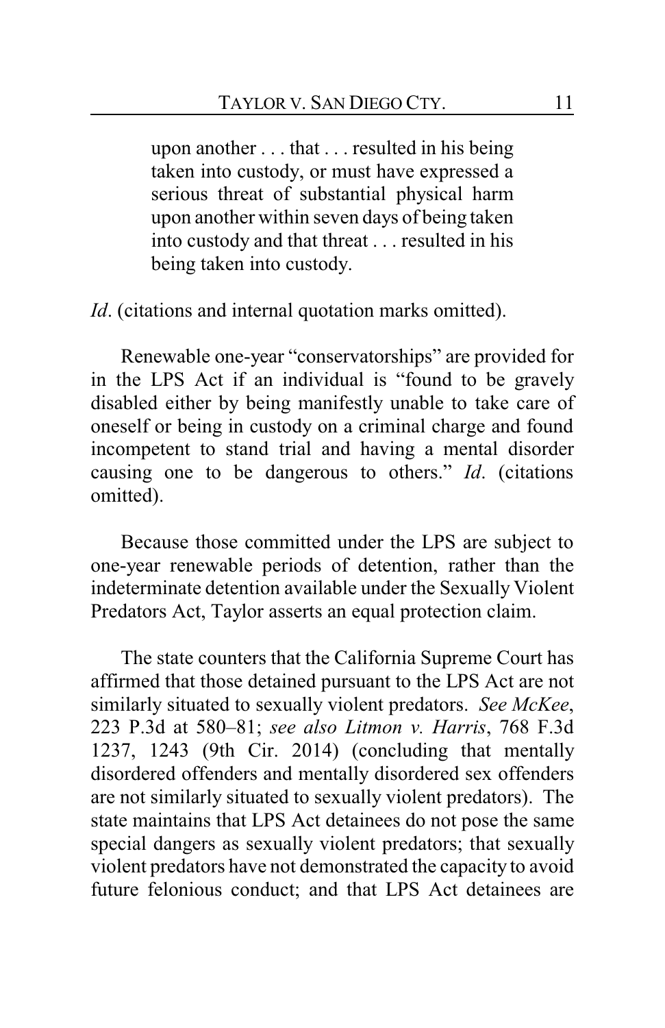> upon another . . . that . . . resulted in his being taken into custody, or must have expressed a serious threat of substantial physical harm upon another within seven days of being taken into custody and that threat . . . resulted in his being taken into custody.

*Id*. (citations and internal quotation marks omitted).

Renewable one-year "conservatorships" are provided for in the LPS Act if an individual is "found to be gravely disabled either by being manifestly unable to take care of oneself or being in custody on a criminal charge and found incompetent to stand trial and having a mental disorder causing one to be dangerous to others." *Id*. (citations omitted).

Because those committed under the LPS are subject to one-year renewable periods of detention, rather than the indeterminate detention available under the Sexually Violent Predators Act, Taylor asserts an equal protection claim.

The state counters that the California Supreme Court has affirmed that those detained pursuant to the LPS Act are not similarly situated to sexually violent predators. *See McKee*, 223 P.3d at 580–81; *see also Litmon v. Harris*, 768 F.3d 1237, 1243 (9th Cir. 2014) (concluding that mentally disordered offenders and mentally disordered sex offenders are not similarly situated to sexually violent predators). The state maintains that LPS Act detainees do not pose the same special dangers as sexually violent predators; that sexually violent predators have not demonstrated the capacity to avoid future felonious conduct; and that LPS Act detainees are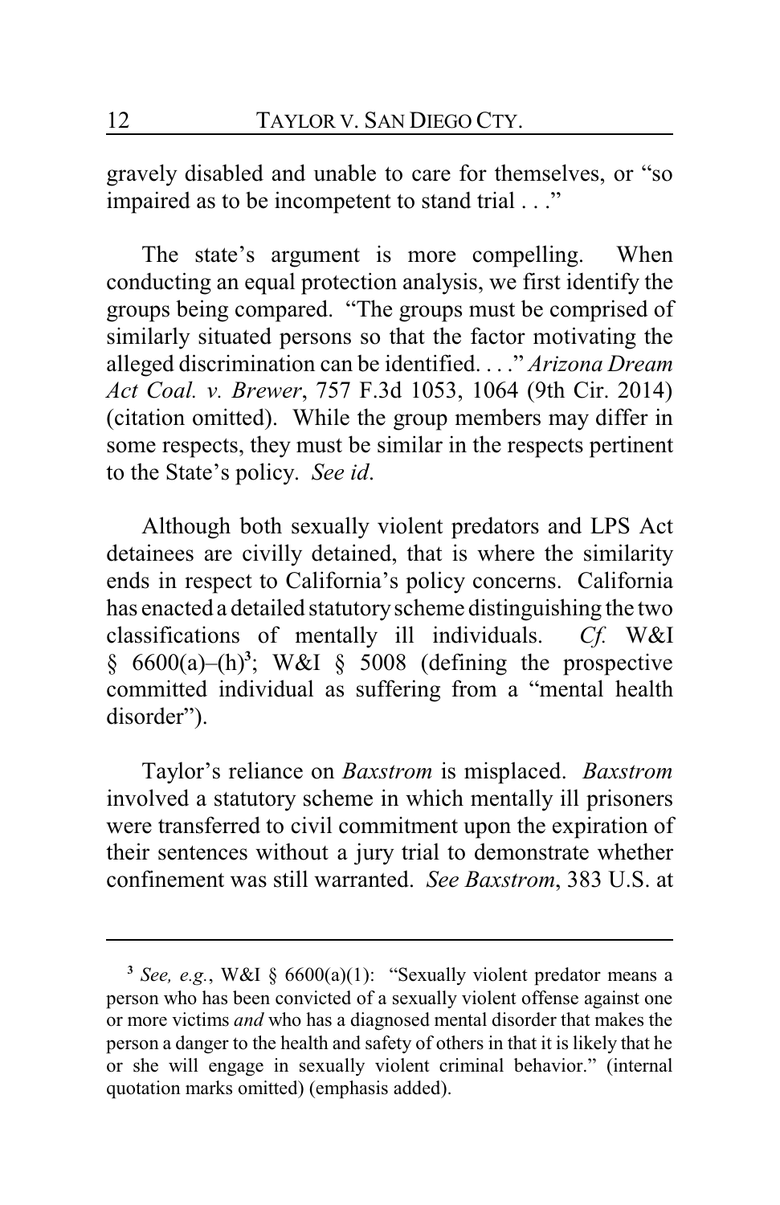gravely disabled and unable to care for themselves, or "so impaired as to be incompetent to stand trial . . ."

The state's argument is more compelling. When conducting an equal protection analysis, we first identify the groups being compared. "The groups must be comprised of similarly situated persons so that the factor motivating the alleged discrimination can be identified. . . ." *Arizona Dream Act Coal. v. Brewer*, 757 F.3d 1053, 1064 (9th Cir. 2014) (citation omitted). While the group members may differ in some respects, they must be similar in the respects pertinent to the State's policy. *See id*.

Although both sexually violent predators and LPS Act detainees are civilly detained, that is where the similarity ends in respect to California's policy concerns. California has enacted a detailed statutory scheme distinguishing the two classifications of mentally ill individuals. *Cf.* W&I § 6600(a)–(h)[3]; W&I § 5008 (defining the prospective committed individual as suffering from a "mental health disorder").

Taylor's reliance on *Baxstrom* is misplaced. *Baxstrom* involved a statutory scheme in which mentally ill prisoners were transferred to civil commitment upon the expiration of their sentences without a jury trial to demonstrate whether confinement was still warranted. *See Baxstrom*, 383 U.S. at

---

[3] *See, e.g.*, W&I § 6600(a)(1): "Sexually violent predator means a person who has been convicted of a sexually violent offense against one or more victims *and* who has a diagnosed mental disorder that makes the person a danger to the health and safety of others in that it is likely that he or she will engage in sexually violent criminal behavior." (internal quotation marks omitted) (emphasis added).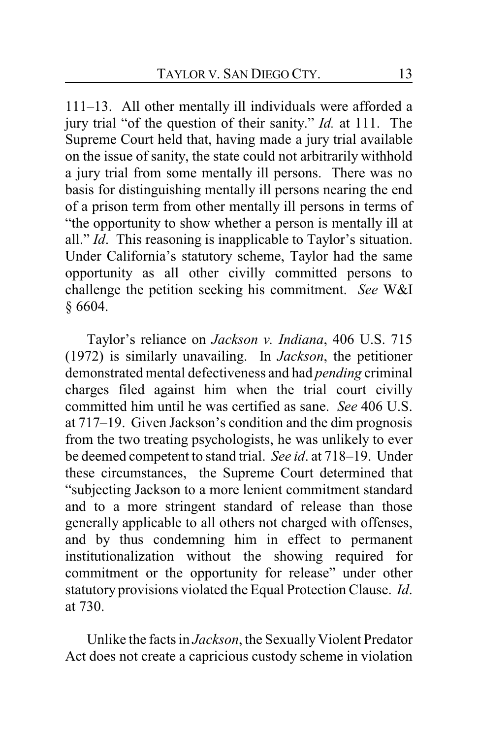111–13. All other mentally ill individuals were afforded a jury trial "of the question of their sanity." *Id.* at 111. The Supreme Court held that, having made a jury trial available on the issue of sanity, the state could not arbitrarily withhold a jury trial from some mentally ill persons. There was no basis for distinguishing mentally ill persons nearing the end of a prison term from other mentally ill persons in terms of "the opportunity to show whether a person is mentally ill at all." *Id*. This reasoning is inapplicable to Taylor's situation. Under California's statutory scheme, Taylor had the same opportunity as all other civilly committed persons to challenge the petition seeking his commitment. *See* W&I § 6604.

Taylor's reliance on *Jackson v. Indiana*, 406 U.S. 715 (1972) is similarly unavailing. In *Jackson*, the petitioner demonstrated mental defectiveness and had *pending* criminal charges filed against him when the trial court civilly committed him until he was certified as sane. *See* 406 U.S. at 717–19. Given Jackson's condition and the dim prognosis from the two treating psychologists, he was unlikely to ever be deemed competent to stand trial. *See id*. at 718–19. Under these circumstances, the Supreme Court determined that "subjecting Jackson to a more lenient commitment standard and to a more stringent standard of release than those generally applicable to all others not charged with offenses, and by thus condemning him in effect to permanent institutionalization without the showing required for commitment or the opportunity for release" under other statutory provisions violated the Equal Protection Clause. *Id*. at 730.

Unlike the facts in *Jackson*, the Sexually Violent Predator Act does not create a capricious custody scheme in violation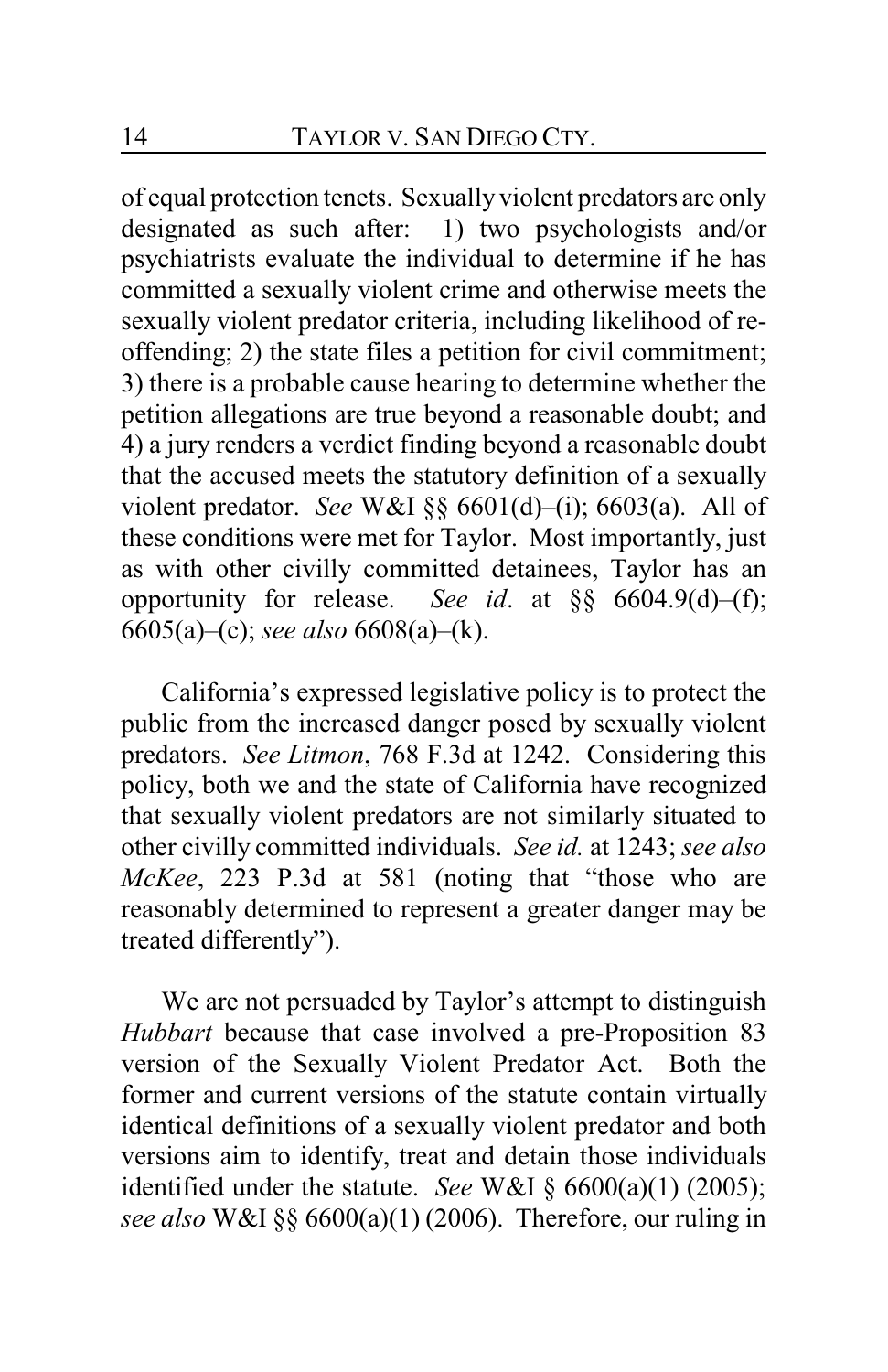of equal protection tenets. Sexually violent predators are only designated as such after: 1) two psychologists and/or psychiatrists evaluate the individual to determine if he has committed a sexually violent crime and otherwise meets the sexually violent predator criteria, including likelihood of re-offending; 2) the state files a petition for civil commitment; 3) there is a probable cause hearing to determine whether the petition allegations are true beyond a reasonable doubt; and 4) a jury renders a verdict finding beyond a reasonable doubt that the accused meets the statutory definition of a sexually violent predator. *See* W&I §§ 6601(d)–(i); 6603(a). All of these conditions were met for Taylor. Most importantly, just as with other civilly committed detainees, Taylor has an opportunity for release. *See id*. at §§ 6604.9(d)–(f); 6605(a)–(c); *see also* 6608(a)–(k).

California's expressed legislative policy is to protect the public from the increased danger posed by sexually violent predators. *See Litmon*, 768 F.3d at 1242. Considering this policy, both we and the state of California have recognized that sexually violent predators are not similarly situated to other civilly committed individuals. *See id.* at 1243; *see also McKee*, 223 P.3d at 581 (noting that "those who are reasonably determined to represent a greater danger may be treated differently").

We are not persuaded by Taylor's attempt to distinguish *Hubbart* because that case involved a pre-Proposition 83 version of the Sexually Violent Predator Act. Both the former and current versions of the statute contain virtually identical definitions of a sexually violent predator and both versions aim to identify, treat and detain those individuals identified under the statute. *See* W&I § 6600(a)(1) (2005); *see also* W&I §§ 6600(a)(1) (2006). Therefore, our ruling in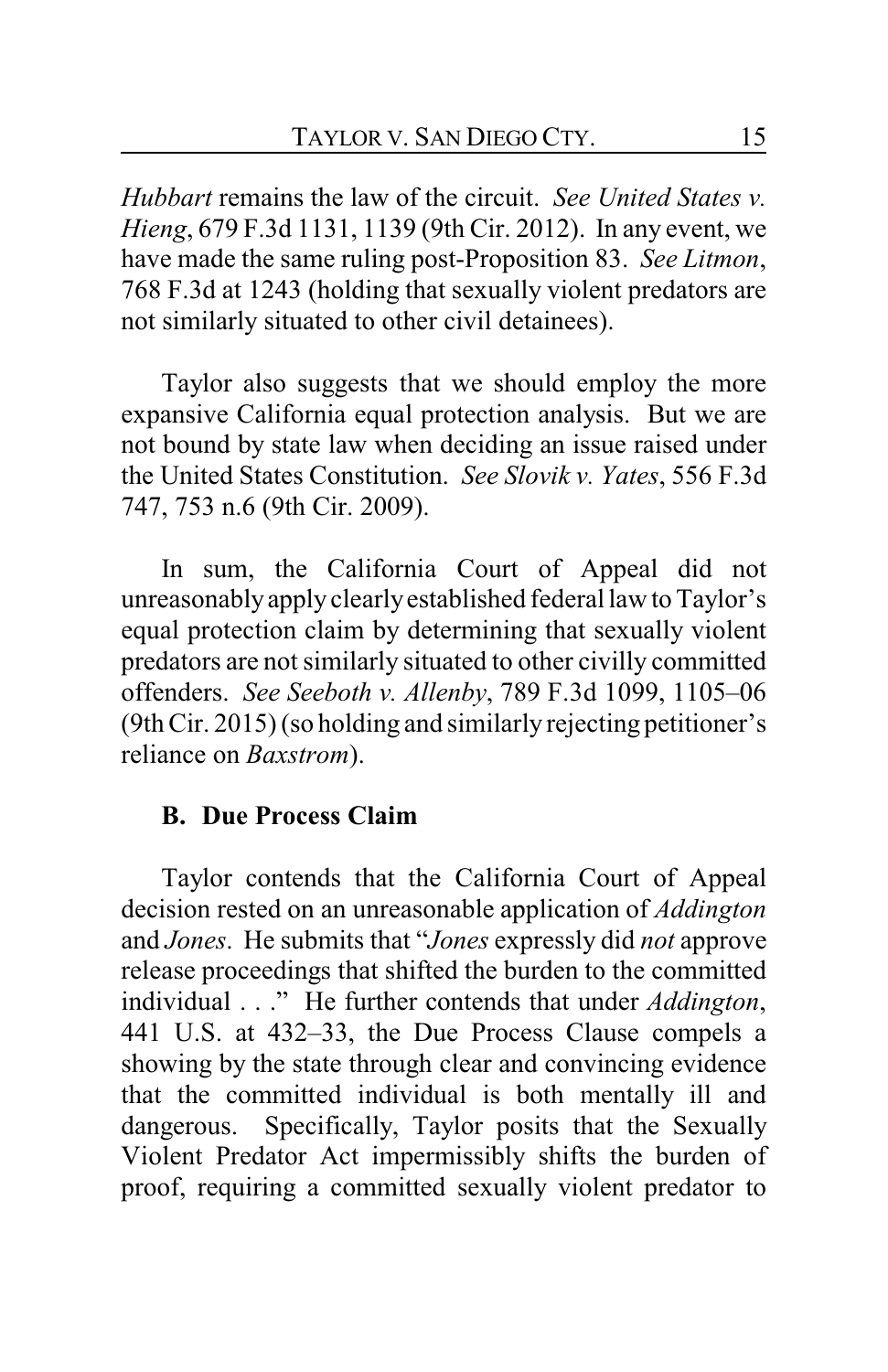*Hubbart* remains the law of the circuit. *See United States v. Hieng*, 679 F.3d 1131, 1139 (9th Cir. 2012). In any event, we have made the same ruling post-Proposition 83. *See Litmon*, 768 F.3d at 1243 (holding that sexually violent predators are not similarly situated to other civil detainees).

Taylor also suggests that we should employ the more expansive California equal protection analysis. But we are not bound by state law when deciding an issue raised under the United States Constitution. *See Slovik v. Yates*, 556 F.3d 747, 753 n.6 (9th Cir. 2009).

In sum, the California Court of Appeal did not unreasonably apply clearly established federal law to Taylor's equal protection claim by determining that sexually violent predators are not similarly situated to other civilly committed offenders. *See Seeboth v. Allenby*, 789 F.3d 1099, 1105–06 (9th Cir. 2015) (so holding and similarly rejecting petitioner's reliance on *Baxstrom*).

### B. Due Process Claim

Taylor contends that the California Court of Appeal decision rested on an unreasonable application of *Addington* and *Jones*. He submits that "*Jones* expressly did *not* approve release proceedings that shifted the burden to the committed individual . . ." He further contends that under *Addington*, 441 U.S. at 432–33, the Due Process Clause compels a showing by the state through clear and convincing evidence that the committed individual is both mentally ill and dangerous. Specifically, Taylor posits that the Sexually Violent Predator Act impermissibly shifts the burden of proof, requiring a committed sexually violent predator to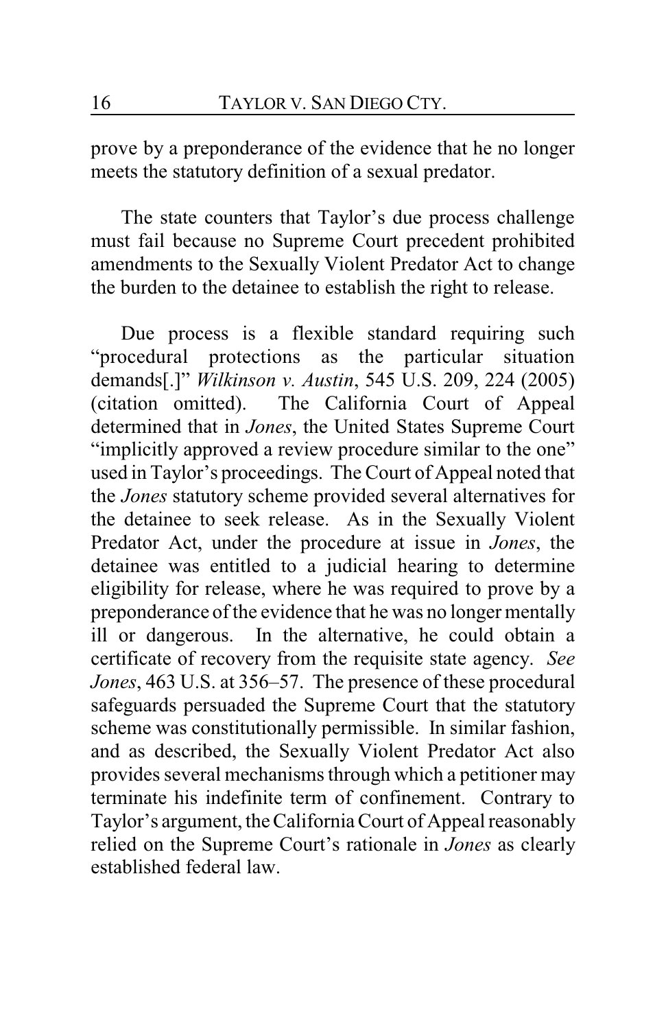prove by a preponderance of the evidence that he no longer meets the statutory definition of a sexual predator.

The state counters that Taylor's due process challenge must fail because no Supreme Court precedent prohibited amendments to the Sexually Violent Predator Act to change the burden to the detainee to establish the right to release.

Due process is a flexible standard requiring such "procedural protections as the particular situation demands[.]" *Wilkinson v. Austin*, 545 U.S. 209, 224 (2005) (citation omitted). The California Court of Appeal determined that in *Jones*, the United States Supreme Court "implicitly approved a review procedure similar to the one" used in Taylor's proceedings. The Court of Appeal noted that the *Jones* statutory scheme provided several alternatives for the detainee to seek release. As in the Sexually Violent Predator Act, under the procedure at issue in *Jones*, the detainee was entitled to a judicial hearing to determine eligibility for release, where he was required to prove by a preponderance of the evidence that he was no longer mentally ill or dangerous. In the alternative, he could obtain a certificate of recovery from the requisite state agency. *See Jones*, 463 U.S. at 356–57. The presence of these procedural safeguards persuaded the Supreme Court that the statutory scheme was constitutionally permissible. In similar fashion, and as described, the Sexually Violent Predator Act also provides several mechanisms through which a petitioner may terminate his indefinite term of confinement. Contrary to Taylor's argument, the California Court of Appeal reasonably relied on the Supreme Court's rationale in *Jones* as clearly established federal law.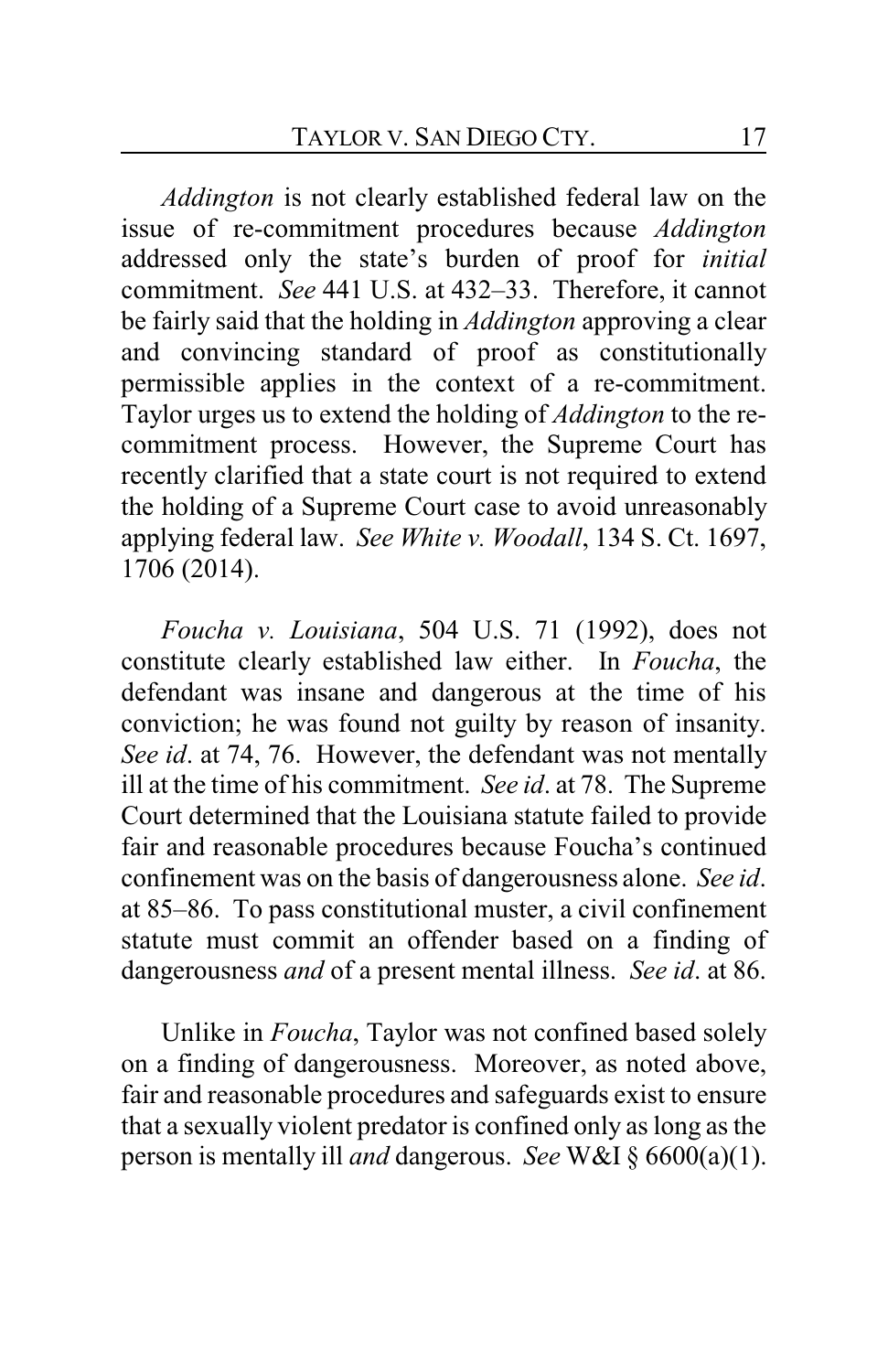*Addington* is not clearly established federal law on the issue of re-commitment procedures because *Addington* addressed only the state's burden of proof for *initial* commitment. *See* 441 U.S. at 432–33. Therefore, it cannot be fairly said that the holding in *Addington* approving a clear and convincing standard of proof as constitutionally permissible applies in the context of a re-commitment. Taylor urges us to extend the holding of *Addington* to the re-commitment process. However, the Supreme Court has recently clarified that a state court is not required to extend the holding of a Supreme Court case to avoid unreasonably applying federal law. *See White v. Woodall*, 134 S. Ct. 1697, 1706 (2014).

*Foucha v. Louisiana*, 504 U.S. 71 (1992), does not constitute clearly established law either. In *Foucha*, the defendant was insane and dangerous at the time of his conviction; he was found not guilty by reason of insanity. *See id*. at 74, 76. However, the defendant was not mentally ill at the time of his commitment. *See id*. at 78. The Supreme Court determined that the Louisiana statute failed to provide fair and reasonable procedures because Foucha's continued confinement was on the basis of dangerousness alone. *See id*. at 85–86. To pass constitutional muster, a civil confinement statute must commit an offender based on a finding of dangerousness *and* of a present mental illness. *See id*. at 86.

Unlike in *Foucha*, Taylor was not confined based solely on a finding of dangerousness. Moreover, as noted above, fair and reasonable procedures and safeguards exist to ensure that a sexually violent predator is confined only as long as the person is mentally ill *and* dangerous. *See* W&I § 6600(a)(1).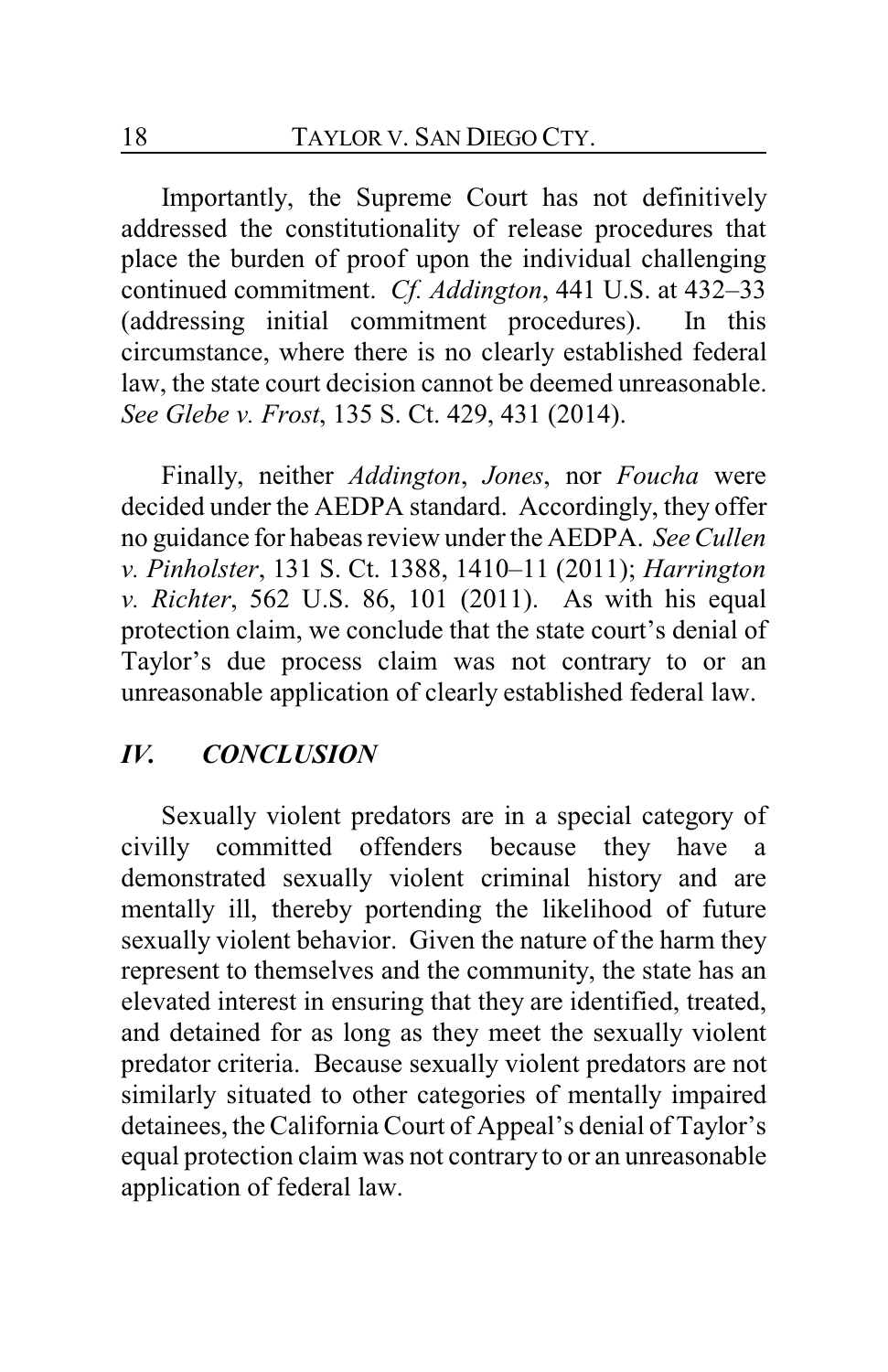Importantly, the Supreme Court has not definitively addressed the constitutionality of release procedures that place the burden of proof upon the individual challenging continued commitment. *Cf. Addington*, 441 U.S. at 432–33 (addressing initial commitment procedures). In this circumstance, where there is no clearly established federal law, the state court decision cannot be deemed unreasonable. *See Glebe v. Frost*, 135 S. Ct. 429, 431 (2014).

Finally, neither *Addington*, *Jones*, nor *Foucha* were decided under the AEDPA standard. Accordingly, they offer no guidance for habeas review under the AEDPA. *See Cullen v. Pinholster*, 131 S. Ct. 1388, 1410–11 (2011); *Harrington v. Richter*, 562 U.S. 86, 101 (2011). As with his equal protection claim, we conclude that the state court's denial of Taylor's due process claim was not contrary to or an unreasonable application of clearly established federal law.

## *IV. CONCLUSION*

Sexually violent predators are in a special category of civilly committed offenders because they have a demonstrated sexually violent criminal history and are mentally ill, thereby portending the likelihood of future sexually violent behavior. Given the nature of the harm they represent to themselves and the community, the state has an elevated interest in ensuring that they are identified, treated, and detained for as long as they meet the sexually violent predator criteria. Because sexually violent predators are not similarly situated to other categories of mentally impaired detainees, the California Court of Appeal's denial of Taylor's equal protection claim was not contrary to or an unreasonable application of federal law.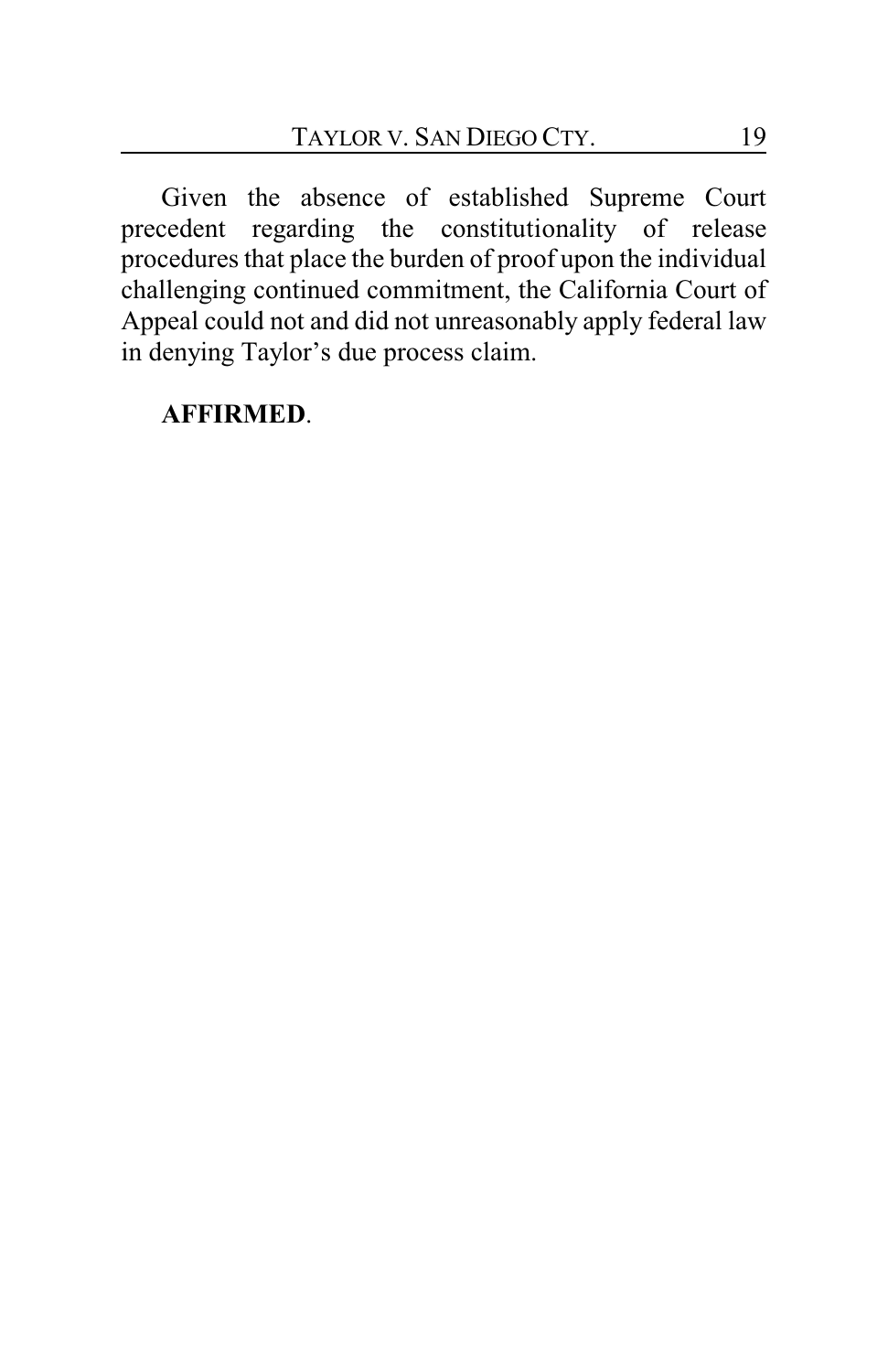Given the absence of established Supreme Court precedent regarding the constitutionality of release procedures that place the burden of proof upon the individual challenging continued commitment, the California Court of Appeal could not and did not unreasonably apply federal law in denying Taylor's due process claim.

**AFFIRMED**.